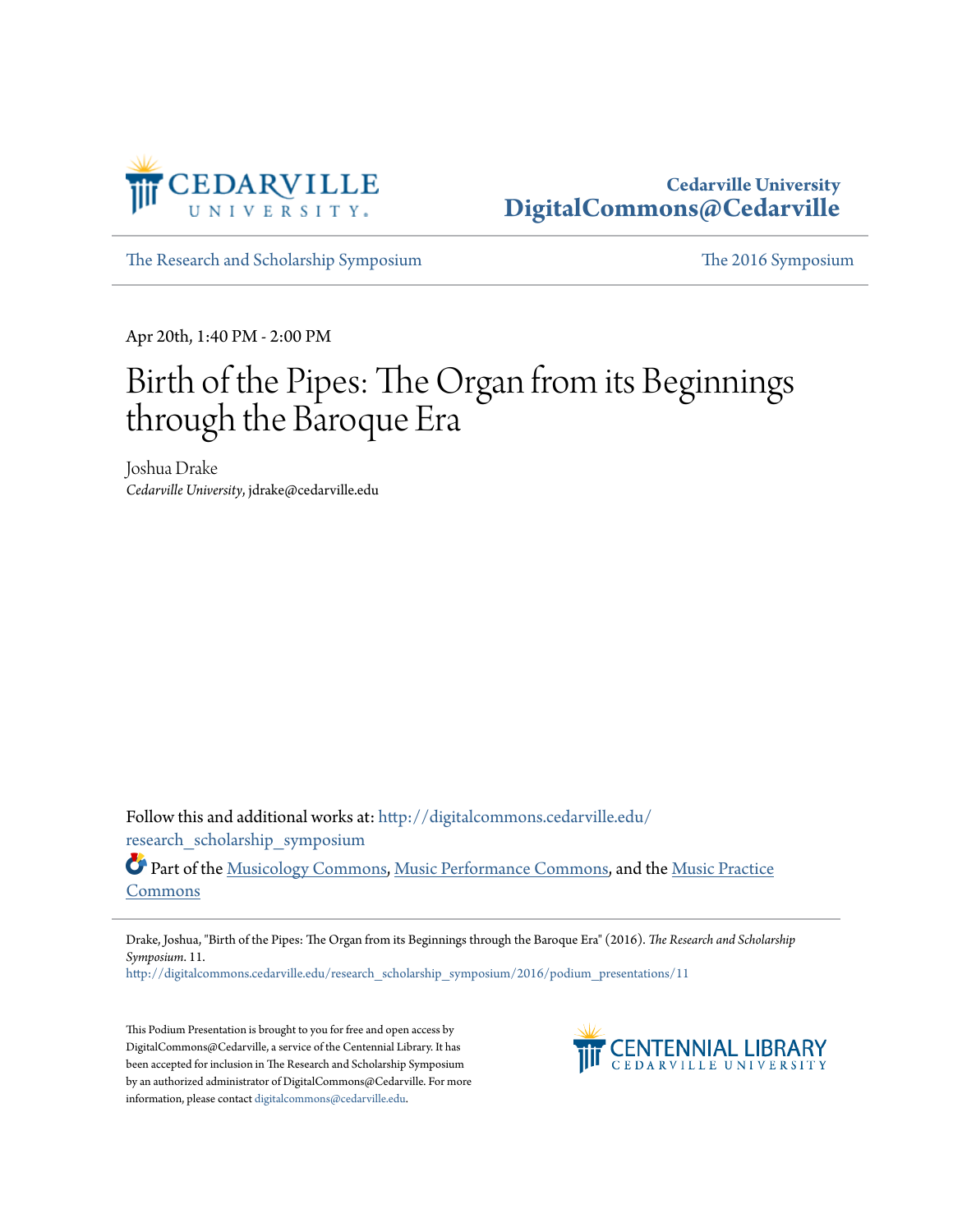Cedarville University
DigitalCommons@Cedarville

The Research and Scholarship Symposium

The 2016 Symposium

Apr 20th, 1:40 PM - 2:00 PM

# Birth of the Pipes: The Organ from its Beginnings through the Baroque Era

Joshua Drake
*Cedarville University*, jdrake@cedarville.edu

Follow this and additional works at: http://digitalcommons.cedarville.edu/research_scholarship_symposium

Part of the Musicology Commons, Music Performance Commons, and the Music Practice Commons

Drake, Joshua, "Birth of the Pipes: The Organ from its Beginnings through the Baroque Era" (2016). *The Research and Scholarship Symposium*. 11.
http://digitalcommons.cedarville.edu/research_scholarship_symposium/2016/podium_presentations/11

This Podium Presentation is brought to you for free and open access by DigitalCommons@Cedarville, a service of the Centennial Library. It has been accepted for inclusion in The Research and Scholarship Symposium by an authorized administrator of DigitalCommons@Cedarville. For more information, please contact digitalcommons@cedarville.edu.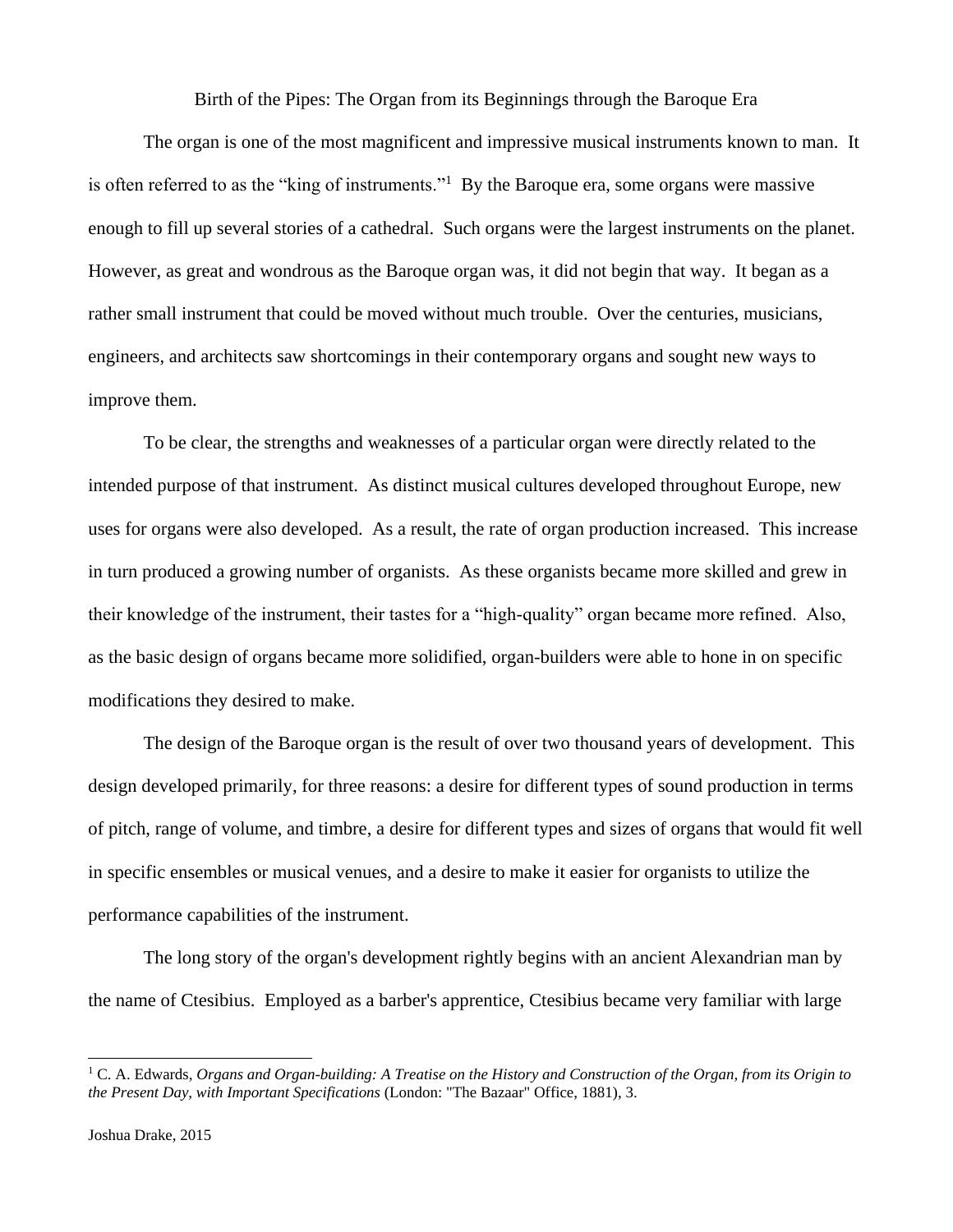Birth of the Pipes: The Organ from its Beginnings through the Baroque Era

The organ is one of the most magnificent and impressive musical instruments known to man. It is often referred to as the "king of instruments."[1] By the Baroque era, some organs were massive enough to fill up several stories of a cathedral. Such organs were the largest instruments on the planet. However, as great and wondrous as the Baroque organ was, it did not begin that way. It began as a rather small instrument that could be moved without much trouble. Over the centuries, musicians, engineers, and architects saw shortcomings in their contemporary organs and sought new ways to improve them.

To be clear, the strengths and weaknesses of a particular organ were directly related to the intended purpose of that instrument. As distinct musical cultures developed throughout Europe, new uses for organs were also developed. As a result, the rate of organ production increased. This increase in turn produced a growing number of organists. As these organists became more skilled and grew in their knowledge of the instrument, their tastes for a "high-quality" organ became more refined. Also, as the basic design of organs became more solidified, organ-builders were able to hone in on specific modifications they desired to make.

The design of the Baroque organ is the result of over two thousand years of development. This design developed primarily, for three reasons: a desire for different types of sound production in terms of pitch, range of volume, and timbre, a desire for different types and sizes of organs that would fit well in specific ensembles or musical venues, and a desire to make it easier for organists to utilize the performance capabilities of the instrument.

The long story of the organ's development rightly begins with an ancient Alexandrian man by the name of Ctesibius. Employed as a barber's apprentice, Ctesibius became very familiar with large

---

[1] C. A. Edwards, *Organs and Organ-building: A Treatise on the History and Construction of the Organ, from its Origin to the Present Day, with Important Specifications* (London: "The Bazaar" Office, 1881), 3.

Joshua Drake, 2015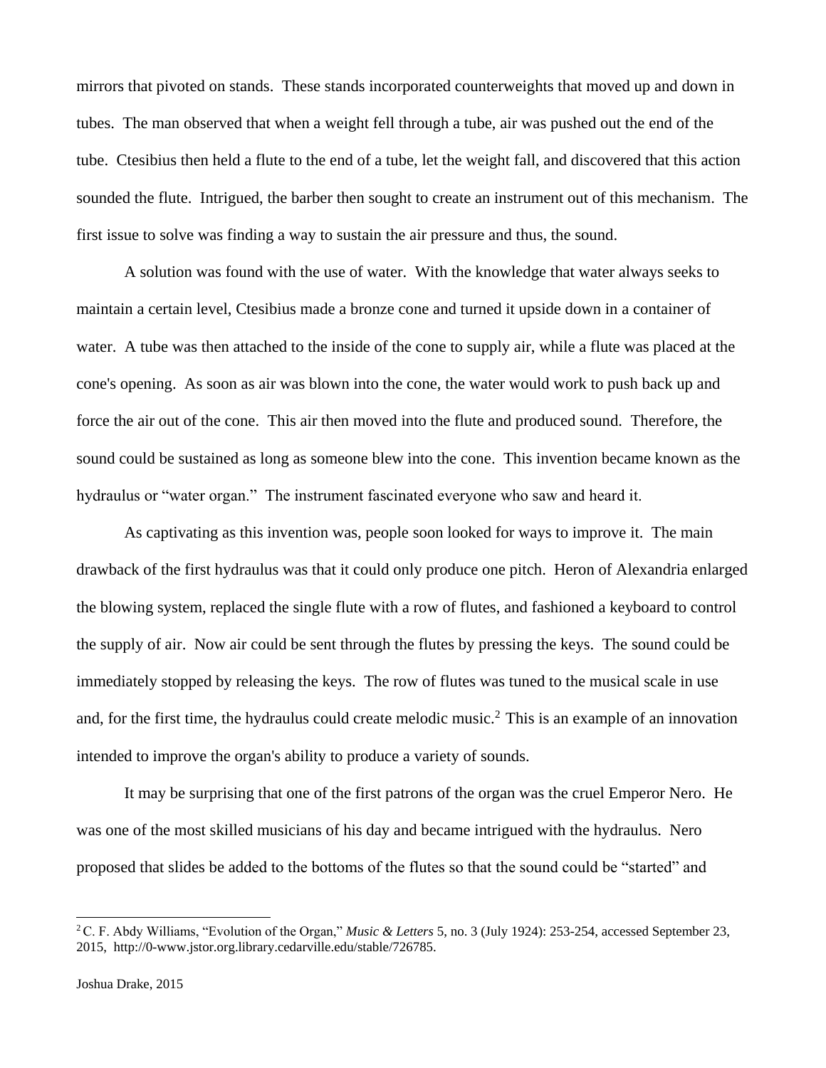mirrors that pivoted on stands. These stands incorporated counterweights that moved up and down in tubes. The man observed that when a weight fell through a tube, air was pushed out the end of the tube. Ctesibius then held a flute to the end of a tube, let the weight fall, and discovered that this action sounded the flute. Intrigued, the barber then sought to create an instrument out of this mechanism. The first issue to solve was finding a way to sustain the air pressure and thus, the sound.

A solution was found with the use of water. With the knowledge that water always seeks to maintain a certain level, Ctesibius made a bronze cone and turned it upside down in a container of water. A tube was then attached to the inside of the cone to supply air, while a flute was placed at the cone's opening. As soon as air was blown into the cone, the water would work to push back up and force the air out of the cone. This air then moved into the flute and produced sound. Therefore, the sound could be sustained as long as someone blew into the cone. This invention became known as the hydraulus or "water organ." The instrument fascinated everyone who saw and heard it.

As captivating as this invention was, people soon looked for ways to improve it. The main drawback of the first hydraulus was that it could only produce one pitch. Heron of Alexandria enlarged the blowing system, replaced the single flute with a row of flutes, and fashioned a keyboard to control the supply of air. Now air could be sent through the flutes by pressing the keys. The sound could be immediately stopped by releasing the keys. The row of flutes was tuned to the musical scale in use and, for the first time, the hydraulus could create melodic music.[2] This is an example of an innovation intended to improve the organ's ability to produce a variety of sounds.

It may be surprising that one of the first patrons of the organ was the cruel Emperor Nero. He was one of the most skilled musicians of his day and became intrigued with the hydraulus. Nero proposed that slides be added to the bottoms of the flutes so that the sound could be "started" and

[2] C. F. Abdy Williams, "Evolution of the Organ," *Music & Letters* 5, no. 3 (July 1924): 253-254, accessed September 23, 2015, http://0-www.jstor.org.library.cedarville.edu/stable/726785.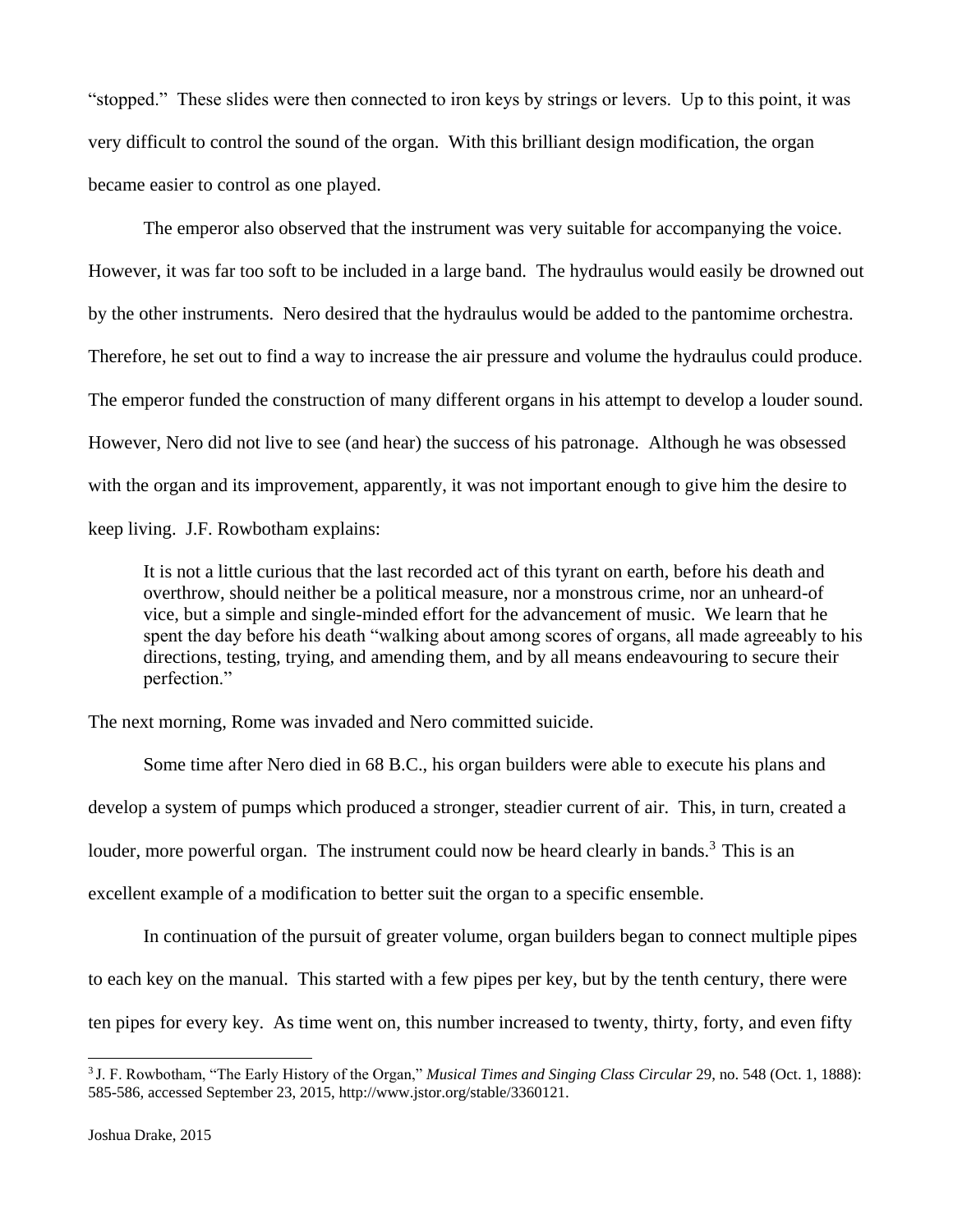"stopped." These slides were then connected to iron keys by strings or levers. Up to this point, it was very difficult to control the sound of the organ. With this brilliant design modification, the organ became easier to control as one played.

The emperor also observed that the instrument was very suitable for accompanying the voice. However, it was far too soft to be included in a large band. The hydraulus would easily be drowned out by the other instruments. Nero desired that the hydraulus would be added to the pantomime orchestra. Therefore, he set out to find a way to increase the air pressure and volume the hydraulus could produce. The emperor funded the construction of many different organs in his attempt to develop a louder sound. However, Nero did not live to see (and hear) the success of his patronage. Although he was obsessed with the organ and its improvement, apparently, it was not important enough to give him the desire to keep living. J.F. Rowbotham explains:

> It is not a little curious that the last recorded act of this tyrant on earth, before his death and overthrow, should neither be a political measure, nor a monstrous crime, nor an unheard-of vice, but a simple and single-minded effort for the advancement of music. We learn that he spent the day before his death "walking about among scores of organs, all made agreeably to his directions, testing, trying, and amending them, and by all means endeavouring to secure their perfection."

The next morning, Rome was invaded and Nero committed suicide.

Some time after Nero died in 68 B.C., his organ builders were able to execute his plans and develop a system of pumps which produced a stronger, steadier current of air. This, in turn, created a louder, more powerful organ. The instrument could now be heard clearly in bands.[3] This is an excellent example of a modification to better suit the organ to a specific ensemble.

In continuation of the pursuit of greater volume, organ builders began to connect multiple pipes to each key on the manual. This started with a few pipes per key, but by the tenth century, there were ten pipes for every key. As time went on, this number increased to twenty, thirty, forty, and even fifty

[3] J. F. Rowbotham, "The Early History of the Organ," *Musical Times and Singing Class Circular* 29, no. 548 (Oct. 1, 1888): 585-586, accessed September 23, 2015, http://www.jstor.org/stable/3360121.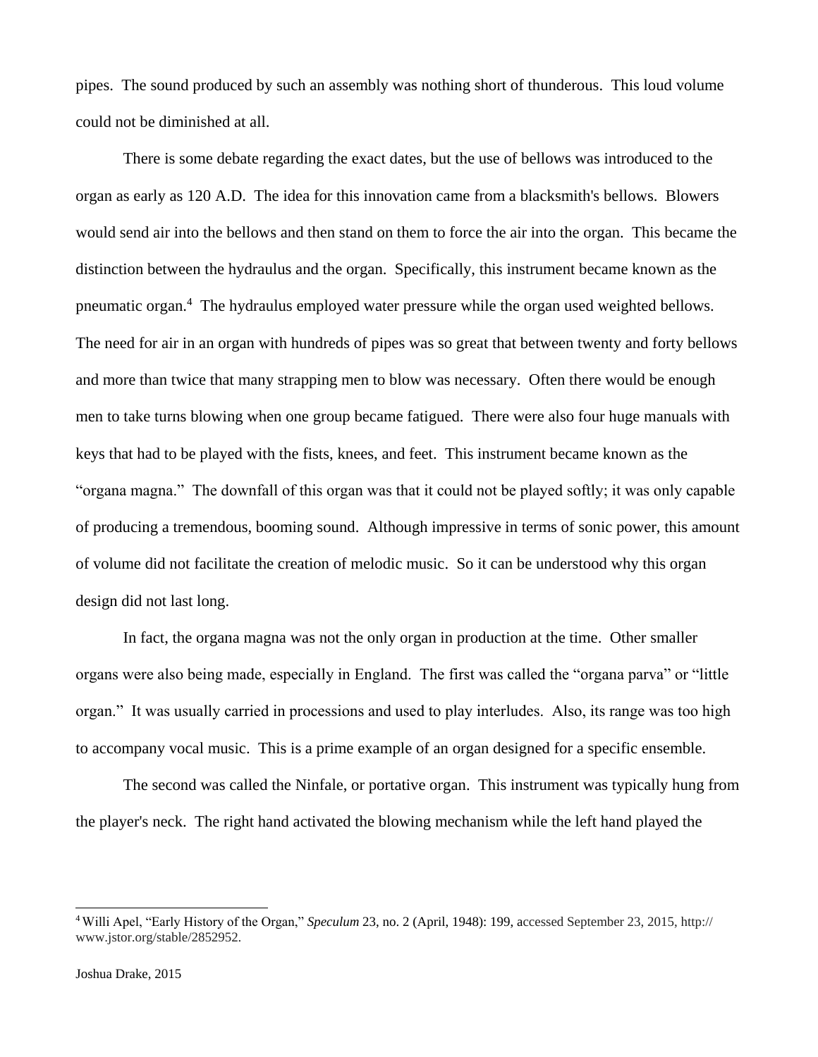pipes.  The sound produced by such an assembly was nothing short of thunderous.  This loud volume could not be diminished at all.

There is some debate regarding the exact dates, but the use of bellows was introduced to the organ as early as 120 A.D.  The idea for this innovation came from a blacksmith's bellows.  Blowers would send air into the bellows and then stand on them to force the air into the organ.  This became the distinction between the hydraulus and the organ.  Specifically, this instrument became known as the pneumatic organ.[4]  The hydraulus employed water pressure while the organ used weighted bellows.  The need for air in an organ with hundreds of pipes was so great that between twenty and forty bellows and more than twice that many strapping men to blow was necessary.  Often there would be enough men to take turns blowing when one group became fatigued.  There were also four huge manuals with keys that had to be played with the fists, knees, and feet.  This instrument became known as the "organa magna."  The downfall of this organ was that it could not be played softly; it was only capable of producing a tremendous, booming sound.  Although impressive in terms of sonic power, this amount of volume did not facilitate the creation of melodic music.  So it can be understood why this organ design did not last long.

In fact, the organa magna was not the only organ in production at the time.  Other smaller organs were also being made, especially in England.  The first was called the "organa parva" or "little organ."  It was usually carried in processions and used to play interludes.  Also, its range was too high to accompany vocal music.  This is a prime example of an organ designed for a specific ensemble.

The second was called the Ninfale, or portative organ.  This instrument was typically hung from the player's neck.  The right hand activated the blowing mechanism while the left hand played the

---

[4] Willi Apel, "Early History of the Organ," *Speculum* 23, no. 2 (April, 1948): 199, accessed September 23, 2015, http://www.jstor.org/stable/2852952.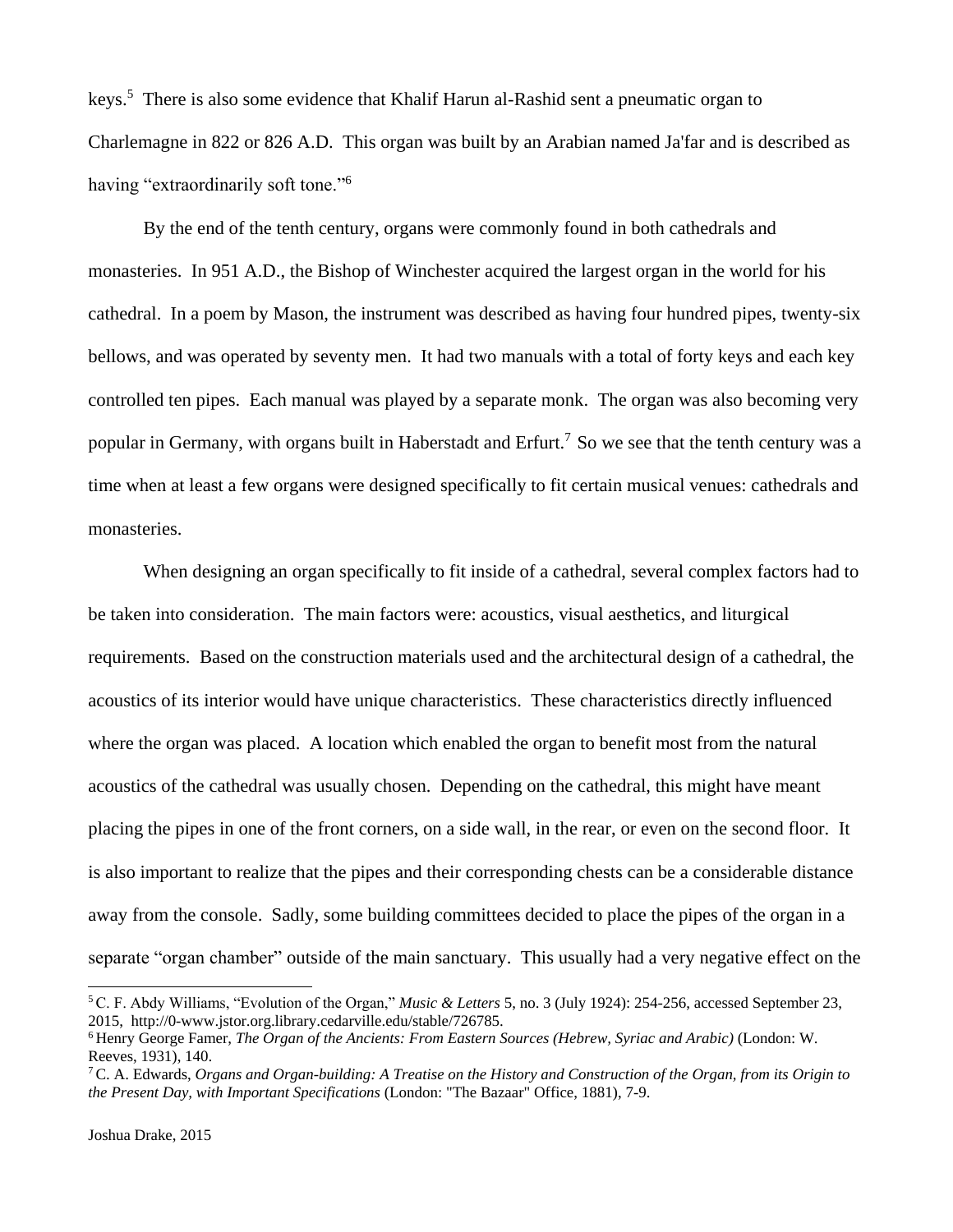keys.[5] There is also some evidence that Khalif Harun al-Rashid sent a pneumatic organ to Charlemagne in 822 or 826 A.D. This organ was built by an Arabian named Ja'far and is described as having "extraordinarily soft tone."[6]

By the end of the tenth century, organs were commonly found in both cathedrals and monasteries. In 951 A.D., the Bishop of Winchester acquired the largest organ in the world for his cathedral. In a poem by Mason, the instrument was described as having four hundred pipes, twenty-six bellows, and was operated by seventy men. It had two manuals with a total of forty keys and each key controlled ten pipes. Each manual was played by a separate monk. The organ was also becoming very popular in Germany, with organs built in Haberstadt and Erfurt.[7] So we see that the tenth century was a time when at least a few organs were designed specifically to fit certain musical venues: cathedrals and monasteries.

When designing an organ specifically to fit inside of a cathedral, several complex factors had to be taken into consideration. The main factors were: acoustics, visual aesthetics, and liturgical requirements. Based on the construction materials used and the architectural design of a cathedral, the acoustics of its interior would have unique characteristics. These characteristics directly influenced where the organ was placed. A location which enabled the organ to benefit most from the natural acoustics of the cathedral was usually chosen. Depending on the cathedral, this might have meant placing the pipes in one of the front corners, on a side wall, in the rear, or even on the second floor. It is also important to realize that the pipes and their corresponding chests can be a considerable distance away from the console. Sadly, some building committees decided to place the pipes of the organ in a separate "organ chamber" outside of the main sanctuary. This usually had a very negative effect on the

---

[5] C. F. Abdy Williams, "Evolution of the Organ," *Music & Letters* 5, no. 3 (July 1924): 254-256, accessed September 23, 2015, http://0-www.jstor.org.library.cedarville.edu/stable/726785.

[6] Henry George Famer, *The Organ of the Ancients: From Eastern Sources (Hebrew, Syriac and Arabic)* (London: W. Reeves, 1931), 140.

[7] C. A. Edwards, *Organs and Organ-building: A Treatise on the History and Construction of the Organ, from its Origin to the Present Day, with Important Specifications* (London: "The Bazaar" Office, 1881), 7-9.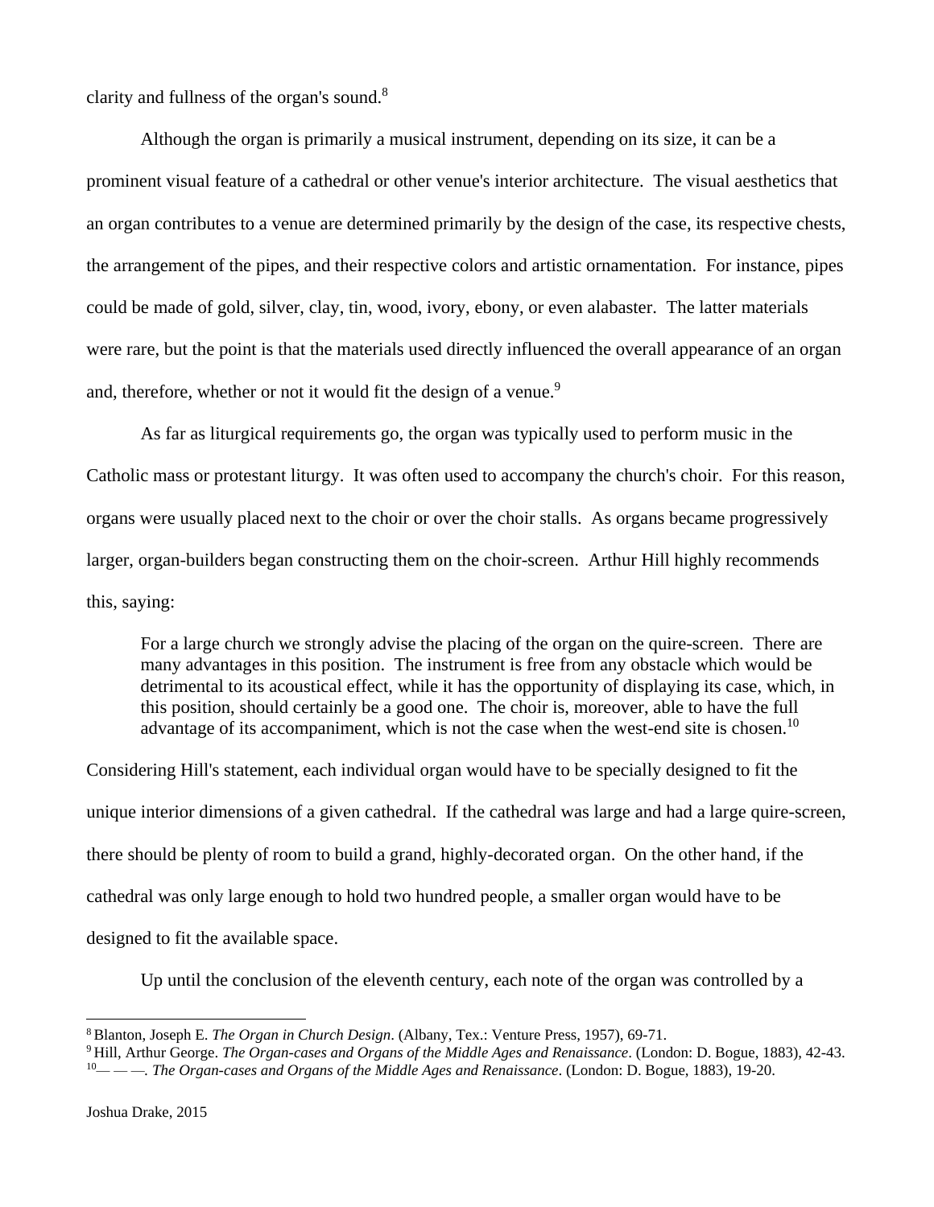clarity and fullness of the organ's sound.[8]

Although the organ is primarily a musical instrument, depending on its size, it can be a prominent visual feature of a cathedral or other venue's interior architecture. The visual aesthetics that an organ contributes to a venue are determined primarily by the design of the case, its respective chests, the arrangement of the pipes, and their respective colors and artistic ornamentation. For instance, pipes could be made of gold, silver, clay, tin, wood, ivory, ebony, or even alabaster. The latter materials were rare, but the point is that the materials used directly influenced the overall appearance of an organ and, therefore, whether or not it would fit the design of a venue.[9]

As far as liturgical requirements go, the organ was typically used to perform music in the Catholic mass or protestant liturgy. It was often used to accompany the church's choir. For this reason, organs were usually placed next to the choir or over the choir stalls. As organs became progressively larger, organ-builders began constructing them on the choir-screen. Arthur Hill highly recommends this, saying:

> For a large church we strongly advise the placing of the organ on the quire-screen. There are many advantages in this position. The instrument is free from any obstacle which would be detrimental to its acoustical effect, while it has the opportunity of displaying its case, which, in this position, should certainly be a good one. The choir is, moreover, able to have the full advantage of its accompaniment, which is not the case when the west-end site is chosen.[10]

Considering Hill's statement, each individual organ would have to be specially designed to fit the unique interior dimensions of a given cathedral. If the cathedral was large and had a large quire-screen, there should be plenty of room to build a grand, highly-decorated organ. On the other hand, if the cathedral was only large enough to hold two hundred people, a smaller organ would have to be designed to fit the available space.

Up until the conclusion of the eleventh century, each note of the organ was controlled by a

---

[8] Blanton, Joseph E. *The Organ in Church Design*. (Albany, Tex.: Venture Press, 1957), 69-71.

[9] Hill, Arthur George. *The Organ-cases and Organs of the Middle Ages and Renaissance*. (London: D. Bogue, 1883), 42-43.

[10] — — —. *The Organ-cases and Organs of the Middle Ages and Renaissance*. (London: D. Bogue, 1883), 19-20.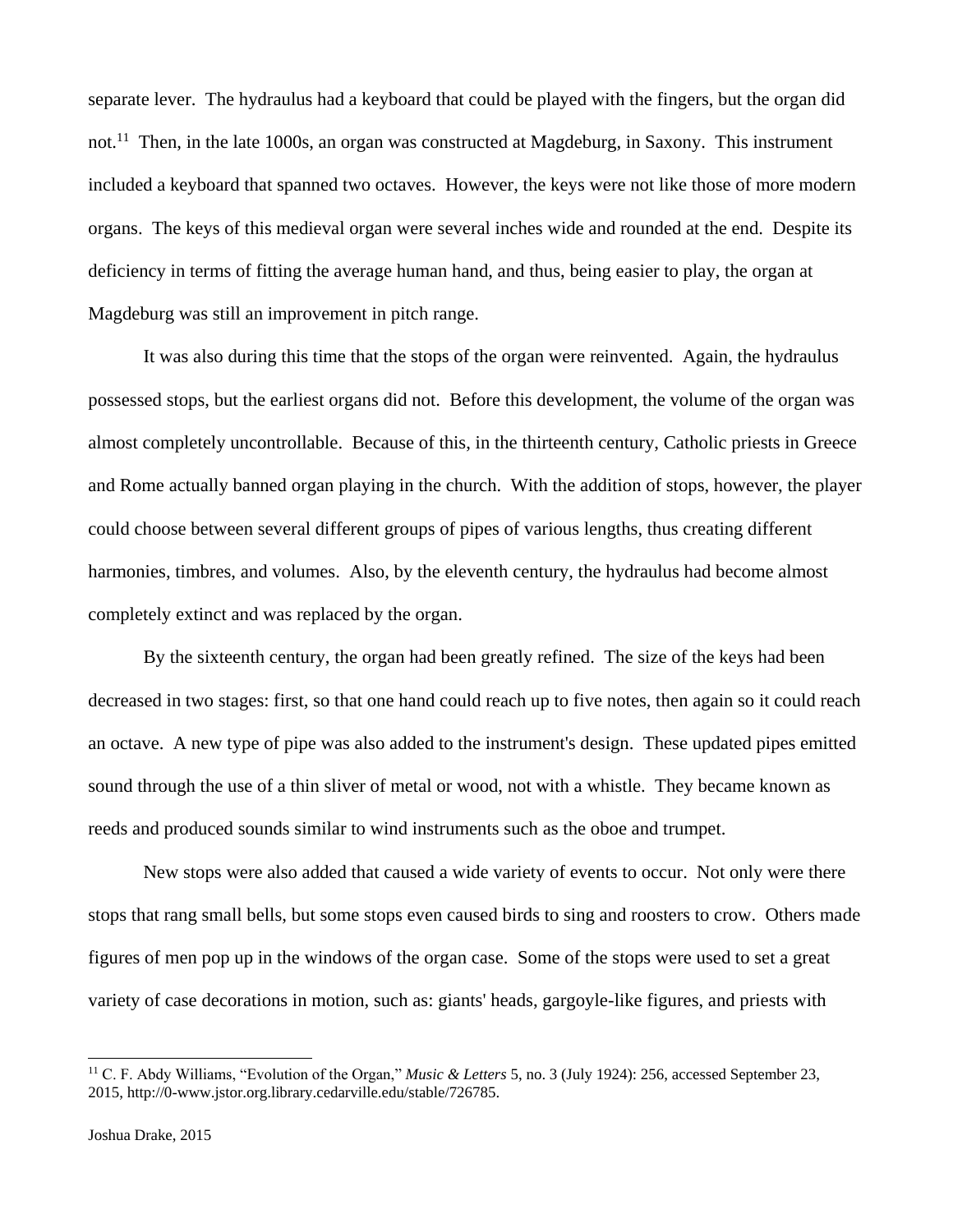separate lever. The hydraulus had a keyboard that could be played with the fingers, but the organ did not.[11] Then, in the late 1000s, an organ was constructed at Magdeburg, in Saxony. This instrument included a keyboard that spanned two octaves. However, the keys were not like those of more modern organs. The keys of this medieval organ were several inches wide and rounded at the end. Despite its deficiency in terms of fitting the average human hand, and thus, being easier to play, the organ at Magdeburg was still an improvement in pitch range.

It was also during this time that the stops of the organ were reinvented. Again, the hydraulus possessed stops, but the earliest organs did not. Before this development, the volume of the organ was almost completely uncontrollable. Because of this, in the thirteenth century, Catholic priests in Greece and Rome actually banned organ playing in the church. With the addition of stops, however, the player could choose between several different groups of pipes of various lengths, thus creating different harmonies, timbres, and volumes. Also, by the eleventh century, the hydraulus had become almost completely extinct and was replaced by the organ.

By the sixteenth century, the organ had been greatly refined. The size of the keys had been decreased in two stages: first, so that one hand could reach up to five notes, then again so it could reach an octave. A new type of pipe was also added to the instrument's design. These updated pipes emitted sound through the use of a thin sliver of metal or wood, not with a whistle. They became known as reeds and produced sounds similar to wind instruments such as the oboe and trumpet.

New stops were also added that caused a wide variety of events to occur. Not only were there stops that rang small bells, but some stops even caused birds to sing and roosters to crow. Others made figures of men pop up in the windows of the organ case. Some of the stops were used to set a great variety of case decorations in motion, such as: giants' heads, gargoyle-like figures, and priests with

---

[11] C. F. Abdy Williams, "Evolution of the Organ," *Music & Letters* 5, no. 3 (July 1924): 256, accessed September 23, 2015, http://0-www.jstor.org.library.cedarville.edu/stable/726785.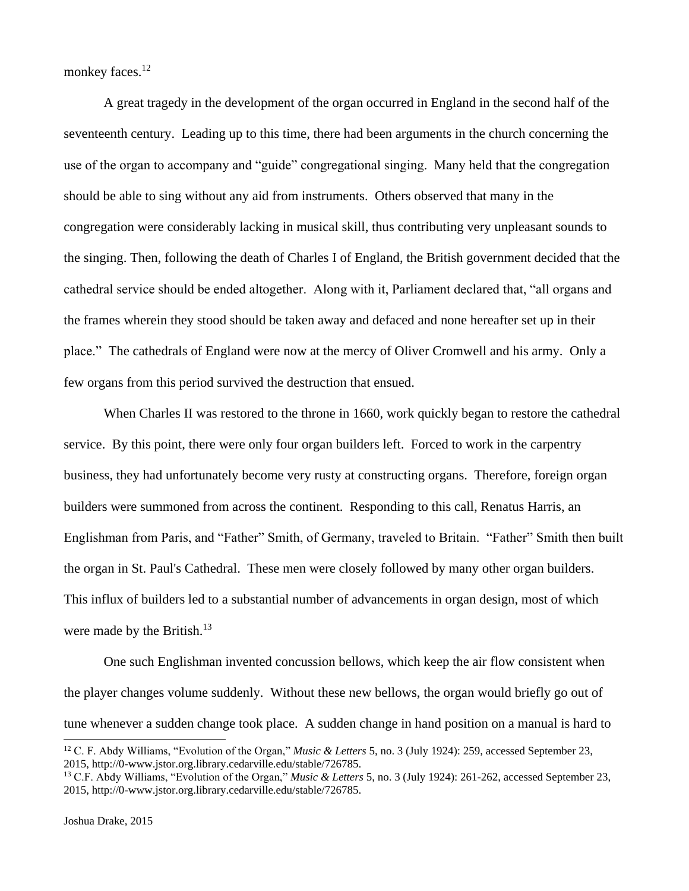monkey faces.[12]

A great tragedy in the development of the organ occurred in England in the second half of the seventeenth century. Leading up to this time, there had been arguments in the church concerning the use of the organ to accompany and "guide" congregational singing. Many held that the congregation should be able to sing without any aid from instruments. Others observed that many in the congregation were considerably lacking in musical skill, thus contributing very unpleasant sounds to the singing. Then, following the death of Charles I of England, the British government decided that the cathedral service should be ended altogether. Along with it, Parliament declared that, "all organs and the frames wherein they stood should be taken away and defaced and none hereafter set up in their place." The cathedrals of England were now at the mercy of Oliver Cromwell and his army. Only a few organs from this period survived the destruction that ensued.

When Charles II was restored to the throne in 1660, work quickly began to restore the cathedral service. By this point, there were only four organ builders left. Forced to work in the carpentry business, they had unfortunately become very rusty at constructing organs. Therefore, foreign organ builders were summoned from across the continent. Responding to this call, Renatus Harris, an Englishman from Paris, and "Father" Smith, of Germany, traveled to Britain. "Father" Smith then built the organ in St. Paul's Cathedral. These men were closely followed by many other organ builders. This influx of builders led to a substantial number of advancements in organ design, most of which were made by the British.[13]

One such Englishman invented concussion bellows, which keep the air flow consistent when the player changes volume suddenly. Without these new bellows, the organ would briefly go out of tune whenever a sudden change took place. A sudden change in hand position on a manual is hard to

---

[12] C. F. Abdy Williams, "Evolution of the Organ," *Music & Letters* 5, no. 3 (July 1924): 259, accessed September 23, 2015, http://0-www.jstor.org.library.cedarville.edu/stable/726785.

[13] C.F. Abdy Williams, "Evolution of the Organ," *Music & Letters* 5, no. 3 (July 1924): 261-262, accessed September 23, 2015, http://0-www.jstor.org.library.cedarville.edu/stable/726785.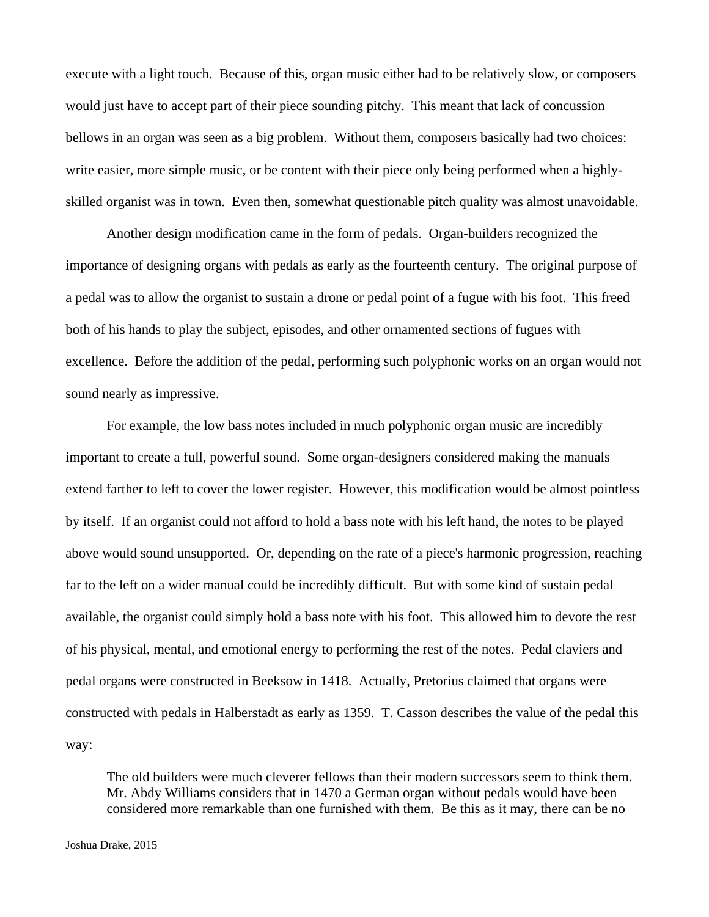execute with a light touch. Because of this, organ music either had to be relatively slow, or composers would just have to accept part of their piece sounding pitchy. This meant that lack of concussion bellows in an organ was seen as a big problem. Without them, composers basically had two choices: write easier, more simple music, or be content with their piece only being performed when a highly-skilled organist was in town. Even then, somewhat questionable pitch quality was almost unavoidable.

Another design modification came in the form of pedals. Organ-builders recognized the importance of designing organs with pedals as early as the fourteenth century. The original purpose of a pedal was to allow the organist to sustain a drone or pedal point of a fugue with his foot. This freed both of his hands to play the subject, episodes, and other ornamented sections of fugues with excellence. Before the addition of the pedal, performing such polyphonic works on an organ would not sound nearly as impressive.

For example, the low bass notes included in much polyphonic organ music are incredibly important to create a full, powerful sound. Some organ-designers considered making the manuals extend farther to left to cover the lower register. However, this modification would be almost pointless by itself. If an organist could not afford to hold a bass note with his left hand, the notes to be played above would sound unsupported. Or, depending on the rate of a piece's harmonic progression, reaching far to the left on a wider manual could be incredibly difficult. But with some kind of sustain pedal available, the organist could simply hold a bass note with his foot. This allowed him to devote the rest of his physical, mental, and emotional energy to performing the rest of the notes. Pedal claviers and pedal organs were constructed in Beeksow in 1418. Actually, Pretorius claimed that organs were constructed with pedals in Halberstadt as early as 1359. T. Casson describes the value of the pedal this way:

> The old builders were much cleverer fellows than their modern successors seem to think them. Mr. Abdy Williams considers that in 1470 a German organ without pedals would have been considered more remarkable than one furnished with them. Be this as it may, there can be no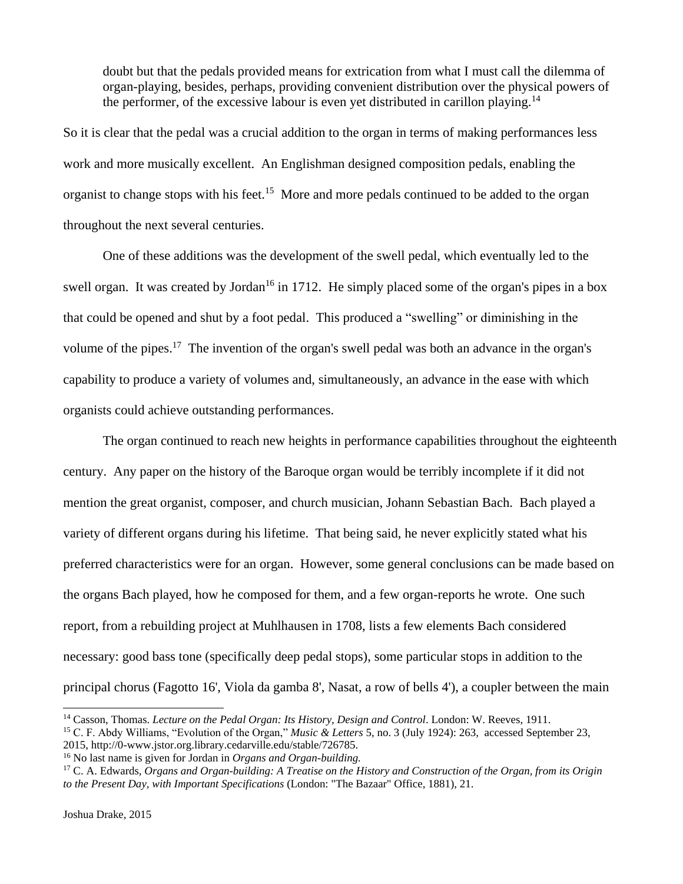> doubt but that the pedals provided means for extrication from what I must call the dilemma of organ-playing, besides, perhaps, providing convenient distribution over the physical powers of the performer, of the excessive labour is even yet distributed in carillon playing.[14]

So it is clear that the pedal was a crucial addition to the organ in terms of making performances less work and more musically excellent. An Englishman designed composition pedals, enabling the organist to change stops with his feet.[15] More and more pedals continued to be added to the organ throughout the next several centuries.

One of these additions was the development of the swell pedal, which eventually led to the swell organ. It was created by Jordan[16] in 1712. He simply placed some of the organ's pipes in a box that could be opened and shut by a foot pedal. This produced a "swelling" or diminishing in the volume of the pipes.[17] The invention of the organ's swell pedal was both an advance in the organ's capability to produce a variety of volumes and, simultaneously, an advance in the ease with which organists could achieve outstanding performances.

The organ continued to reach new heights in performance capabilities throughout the eighteenth century. Any paper on the history of the Baroque organ would be terribly incomplete if it did not mention the great organist, composer, and church musician, Johann Sebastian Bach. Bach played a variety of different organs during his lifetime. That being said, he never explicitly stated what his preferred characteristics were for an organ. However, some general conclusions can be made based on the organs Bach played, how he composed for them, and a few organ-reports he wrote. One such report, from a rebuilding project at Muhlhausen in 1708, lists a few elements Bach considered necessary: good bass tone (specifically deep pedal stops), some particular stops in addition to the principal chorus (Fagotto 16', Viola da gamba 8', Nasat, a row of bells 4'), a coupler between the main

---

[14] Casson, Thomas. *Lecture on the Pedal Organ: Its History, Design and Control*. London: W. Reeves, 1911.

[15] C. F. Abdy Williams, "Evolution of the Organ," *Music & Letters* 5, no. 3 (July 1924): 263, accessed September 23, 2015, http://0-www.jstor.org.library.cedarville.edu/stable/726785.

[16] No last name is given for Jordan in *Organs and Organ-building.*

[17] C. A. Edwards, *Organs and Organ-building: A Treatise on the History and Construction of the Organ, from its Origin to the Present Day, with Important Specifications* (London: "The Bazaar" Office, 1881), 21.

Joshua Drake, 2015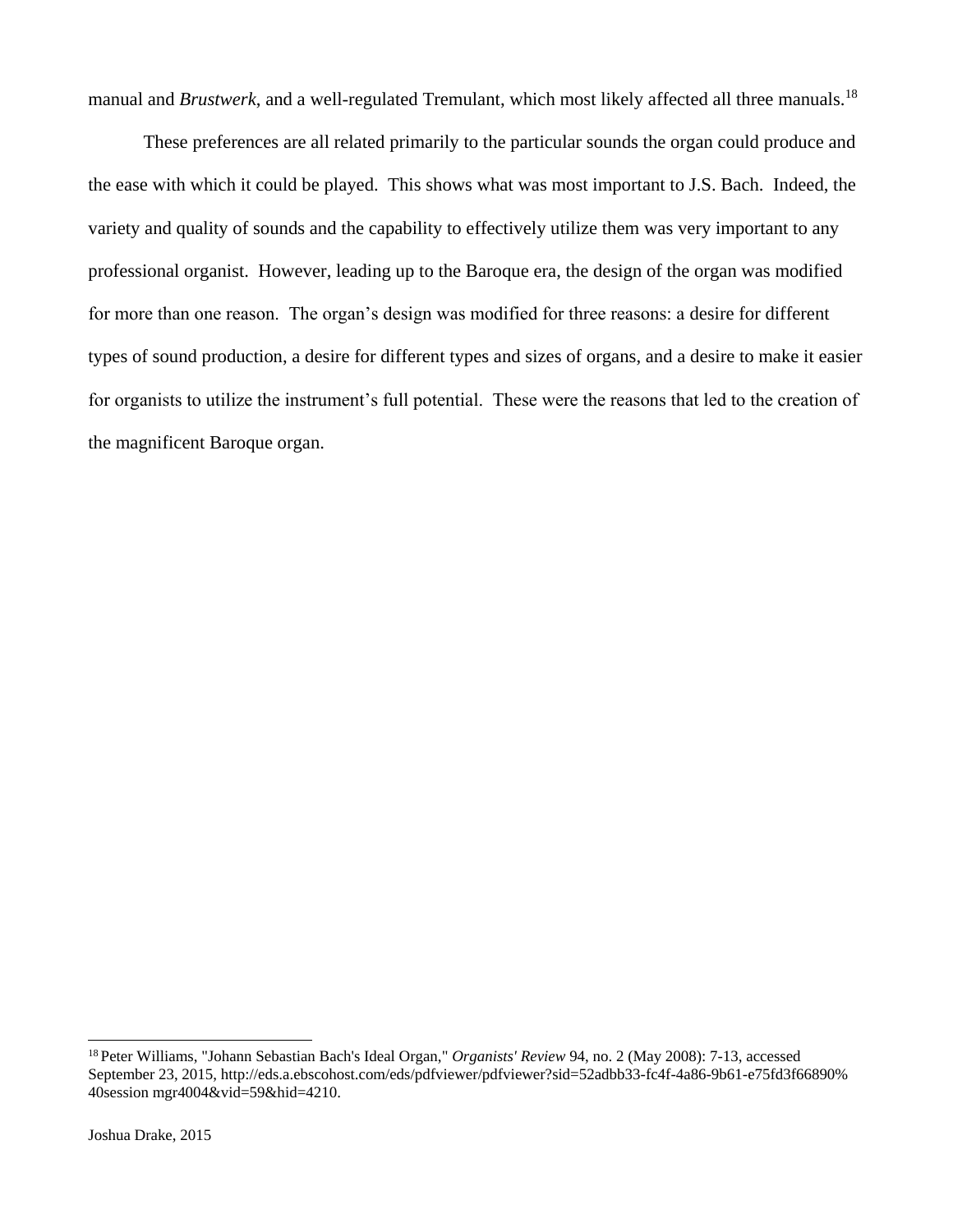manual and *Brustwerk*, and a well-regulated Tremulant, which most likely affected all three manuals.[18]

These preferences are all related primarily to the particular sounds the organ could produce and the ease with which it could be played. This shows what was most important to J.S. Bach. Indeed, the variety and quality of sounds and the capability to effectively utilize them was very important to any professional organist. However, leading up to the Baroque era, the design of the organ was modified for more than one reason. The organ's design was modified for three reasons: a desire for different types of sound production, a desire for different types and sizes of organs, and a desire to make it easier for organists to utilize the instrument's full potential. These were the reasons that led to the creation of the magnificent Baroque organ.

---

[18] Peter Williams, "Johann Sebastian Bach's Ideal Organ," *Organists' Review* 94, no. 2 (May 2008): 7-13, accessed September 23, 2015, http://eds.a.ebscohost.com/eds/pdfviewer/pdfviewer?sid=52adbb33-fc4f-4a86-9b61-e75fd3f66890%40session mgr4004&vid=59&hid=4210.

Joshua Drake, 2015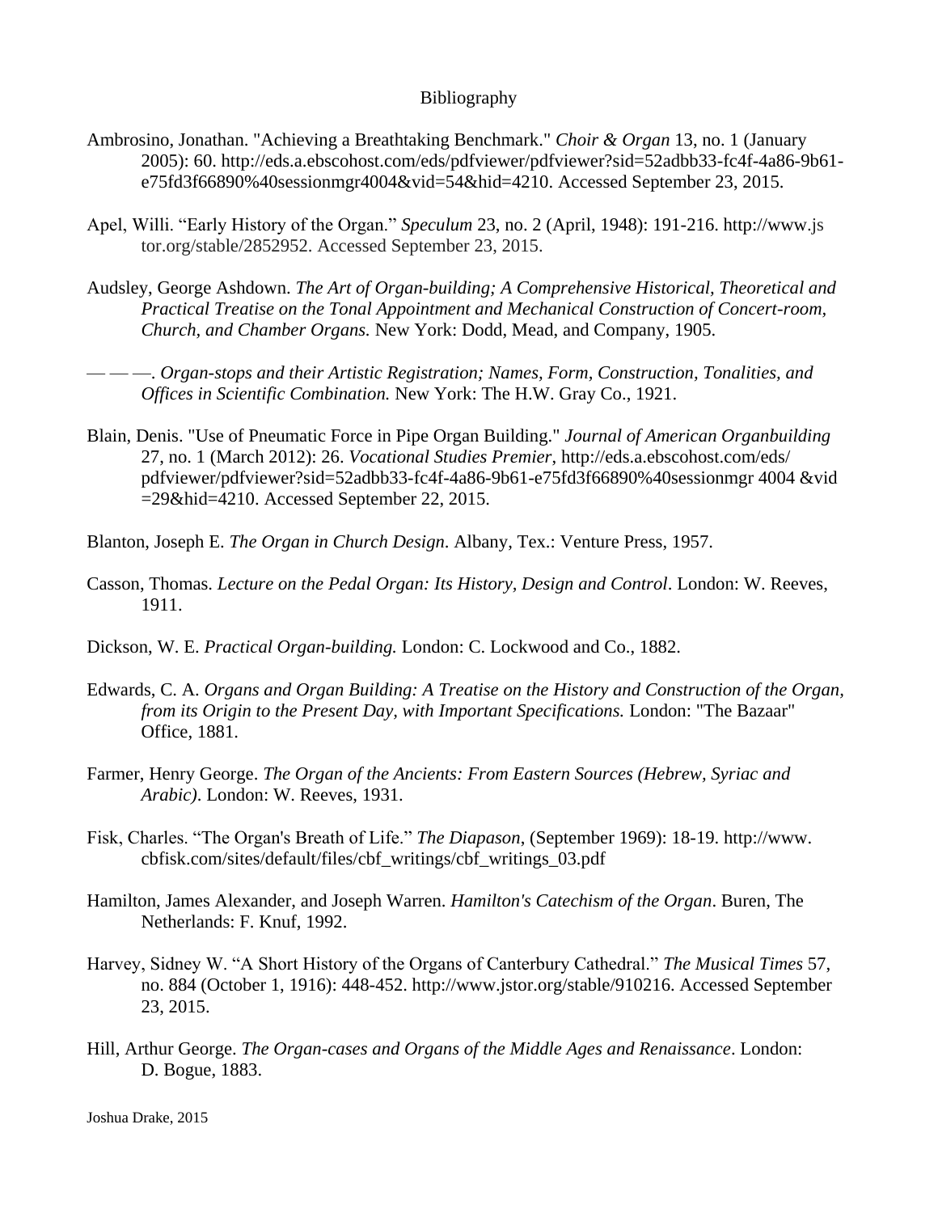# Bibliography

Ambrosino, Jonathan. "Achieving a Breathtaking Benchmark." *Choir & Organ* 13, no. 1 (January 2005): 60. http://eds.a.ebscohost.com/eds/pdfviewer/pdfviewer?sid=52adbb33-fc4f-4a86-9b61-e75fd3f66890%40sessionmgr4004&vid=54&hid=4210. Accessed September 23, 2015.

Apel, Willi. "Early History of the Organ." *Speculum* 23, no. 2 (April, 1948): 191-216. http://www.jstor.org/stable/2852952. Accessed September 23, 2015.

Audsley, George Ashdown. *The Art of Organ-building; A Comprehensive Historical, Theoretical and Practical Treatise on the Tonal Appointment and Mechanical Construction of Concert-room, Church, and Chamber Organs.* New York: Dodd, Mead, and Company, 1905.

— — —. *Organ-stops and their Artistic Registration; Names, Form, Construction, Tonalities, and Offices in Scientific Combination.* New York: The H.W. Gray Co., 1921.

Blain, Denis. "Use of Pneumatic Force in Pipe Organ Building." *Journal of American Organbuilding* 27, no. 1 (March 2012): 26. *Vocational Studies Premier*, http://eds.a.ebscohost.com/eds/pdfviewer/pdfviewer?sid=52adbb33-fc4f-4a86-9b61-e75fd3f66890%40sessionmgr 4004 &vid =29&hid=4210. Accessed September 22, 2015.

Blanton, Joseph E. *The Organ in Church Design*. Albany, Tex.: Venture Press, 1957.

Casson, Thomas. *Lecture on the Pedal Organ: Its History, Design and Control*. London: W. Reeves, 1911.

Dickson, W. E. *Practical Organ-building.* London: C. Lockwood and Co., 1882.

Edwards, C. A. *Organs and Organ Building: A Treatise on the History and Construction of the Organ, from its Origin to the Present Day, with Important Specifications.* London: "The Bazaar" Office, 1881.

Farmer, Henry George. *The Organ of the Ancients: From Eastern Sources (Hebrew, Syriac and Arabic)*. London: W. Reeves, 1931.

Fisk, Charles. "The Organ's Breath of Life." *The Diapason*, (September 1969): 18-19. http://www.cbfisk.com/sites/default/files/cbf_writings/cbf_writings_03.pdf

Hamilton, James Alexander, and Joseph Warren. *Hamilton's Catechism of the Organ*. Buren, The Netherlands: F. Knuf, 1992.

Harvey, Sidney W. "A Short History of the Organs of Canterbury Cathedral." *The Musical Times* 57, no. 884 (October 1, 1916): 448-452. http://www.jstor.org/stable/910216. Accessed September 23, 2015.

Hill, Arthur George. *The Organ-cases and Organs of the Middle Ages and Renaissance*. London: D. Bogue, 1883.

Joshua Drake, 2015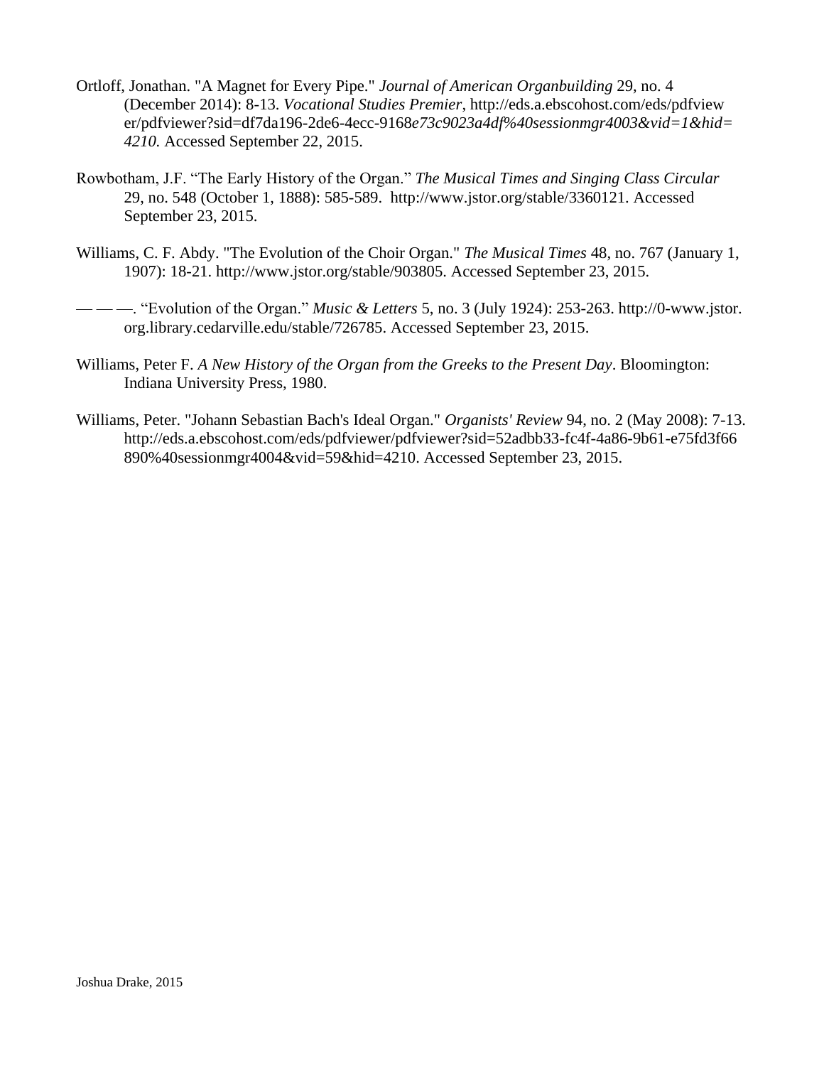Ortloff, Jonathan. "A Magnet for Every Pipe." *Journal of American Organbuilding* 29, no. 4 (December 2014): 8-13. *Vocational Studies Premier*, http://eds.a.ebscohost.com/eds/pdfviewer/pdfviewer?sid=df7da196-2de6-4ecc-9168*e73c9023a4df%40sessionmgr4003&vid=1&hid=4210.* Accessed September 22, 2015.

Rowbotham, J.F. "The Early History of the Organ." *The Musical Times and Singing Class Circular* 29, no. 548 (October 1, 1888): 585-589. http://www.jstor.org/stable/3360121. Accessed September 23, 2015.

Williams, C. F. Abdy. "The Evolution of the Choir Organ." *The Musical Times* 48, no. 767 (January 1, 1907): 18-21. http://www.jstor.org/stable/903805. Accessed September 23, 2015.

— — —. "Evolution of the Organ." *Music & Letters* 5, no. 3 (July 1924): 253-263. http://0-www.jstor.org.library.cedarville.edu/stable/726785. Accessed September 23, 2015.

Williams, Peter F. *A New History of the Organ from the Greeks to the Present Day*. Bloomington: Indiana University Press, 1980.

Williams, Peter. "Johann Sebastian Bach's Ideal Organ." *Organists' Review* 94, no. 2 (May 2008): 7-13. http://eds.a.ebscohost.com/eds/pdfviewer/pdfviewer?sid=52adbb33-fc4f-4a86-9b61-e75fd3f66890%40sessionmgr4004&vid=59&hid=4210. Accessed September 23, 2015.